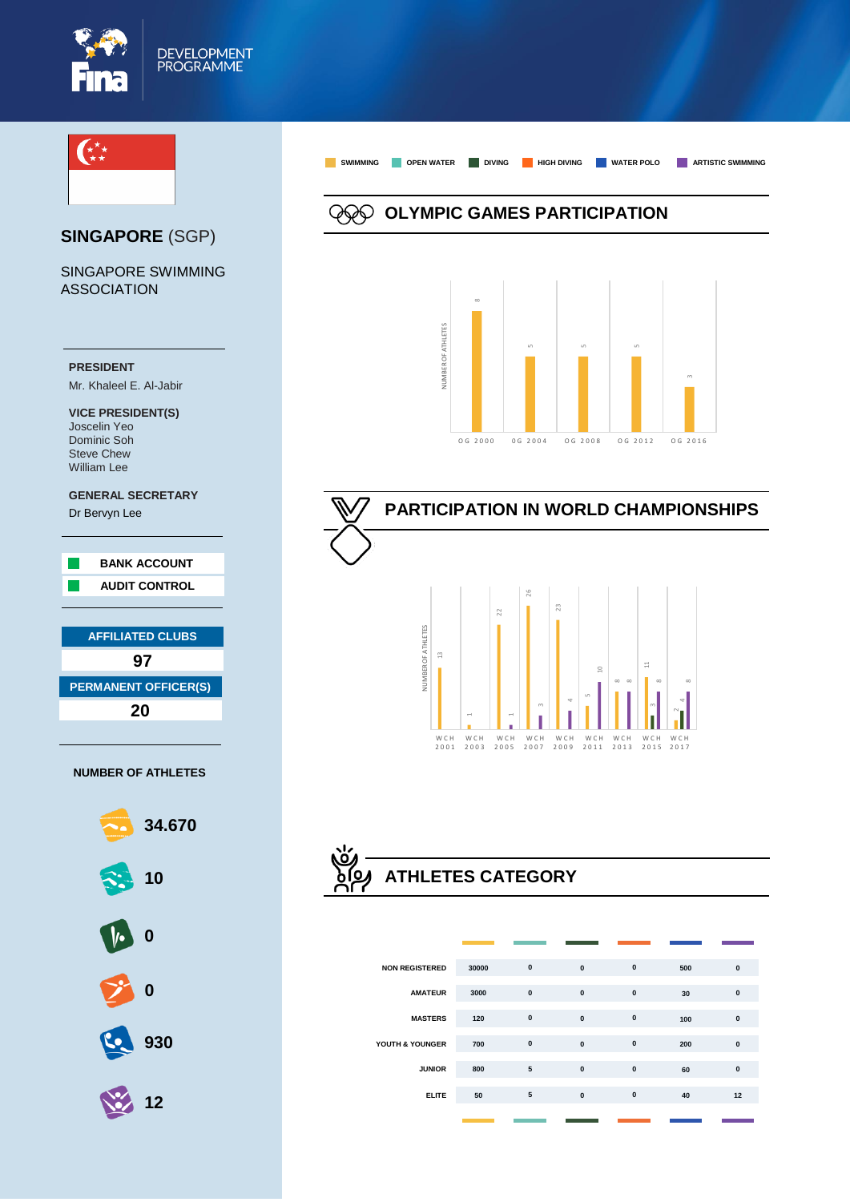DEVELOPMENT PROGRAMME

# SINGAPORE (SGP)

SINGAPORE SWIMMING ASSOCIATION

**PRESIDENT**
Mr. Khaleel E. Al-Jabir

**VICE PRESIDENT(S)**
Joscelin Yeo
Dominic Soh
Steve Chew
William Lee

**GENERAL SECRETARY**
Dr Bervyn Lee

**BANK ACCOUNT**
**AUDIT CONTROL**

**AFFILIATED CLUBS**
**97**

**PERMANENT OFFICER(S)**
**20**

**NUMBER OF ATHLETES**

| Discipline | Athletes |
|---|---|
| Swimming | 34.670 |
| Open Water | 10 |
| Diving | 0 |
| High Diving | 0 |
| Water Polo | 930 |
| Artistic Swimming | 12 |

SWIMMING | OPEN WATER | DIVING | HIGH DIVING | WATER POLO | ARTISTIC SWIMMING

## OLYMPIC GAMES PARTICIPATION

NUMBER OF ATHLETES

| | OG 2000 | OG 2004 | OG 2008 | OG 2012 | OG 2016 |
|---|---|---|---|---|---|
| Swimming | 8 | 5 | 5 | 5 | 3 |

## PARTICIPATION IN WORLD CHAMPIONSHIPS

NUMBER OF ATHLETES

| | WCH 2001 | WCH 2003 | WCH 2005 | WCH 2007 | WCH 2009 | WCH 2011 | WCH 2013 | WCH 2015 | WCH 2017 |
|---|---|---|---|---|---|---|---|---|---|
| Swimming | 13 | 1 | 22 | 26 | 23 | 5 | 8 | 11 | 2 |
| Diving | | | | | | | | 3 | 4 |
| Artistic Swimming | | | 1 | 3 | 4 | 10 | 8 | 8 | 8 |

## ATHLETES CATEGORY

| | Swimming | Open Water | Diving | High Diving | Water Polo | Artistic Swimming |
|---|---|---|---|---|---|---|
| NON REGISTERED | 30000 | 0 | 0 | 0 | 500 | 0 |
| AMATEUR | 3000 | 0 | 0 | 0 | 30 | 0 |
| MASTERS | 120 | 0 | 0 | 0 | 100 | 0 |
| YOUTH & YOUNGER | 700 | 0 | 0 | 0 | 200 | 0 |
| JUNIOR | 800 | 5 | 0 | 0 | 60 | 0 |
| ELITE | 50 | 5 | 0 | 0 | 40 | 12 |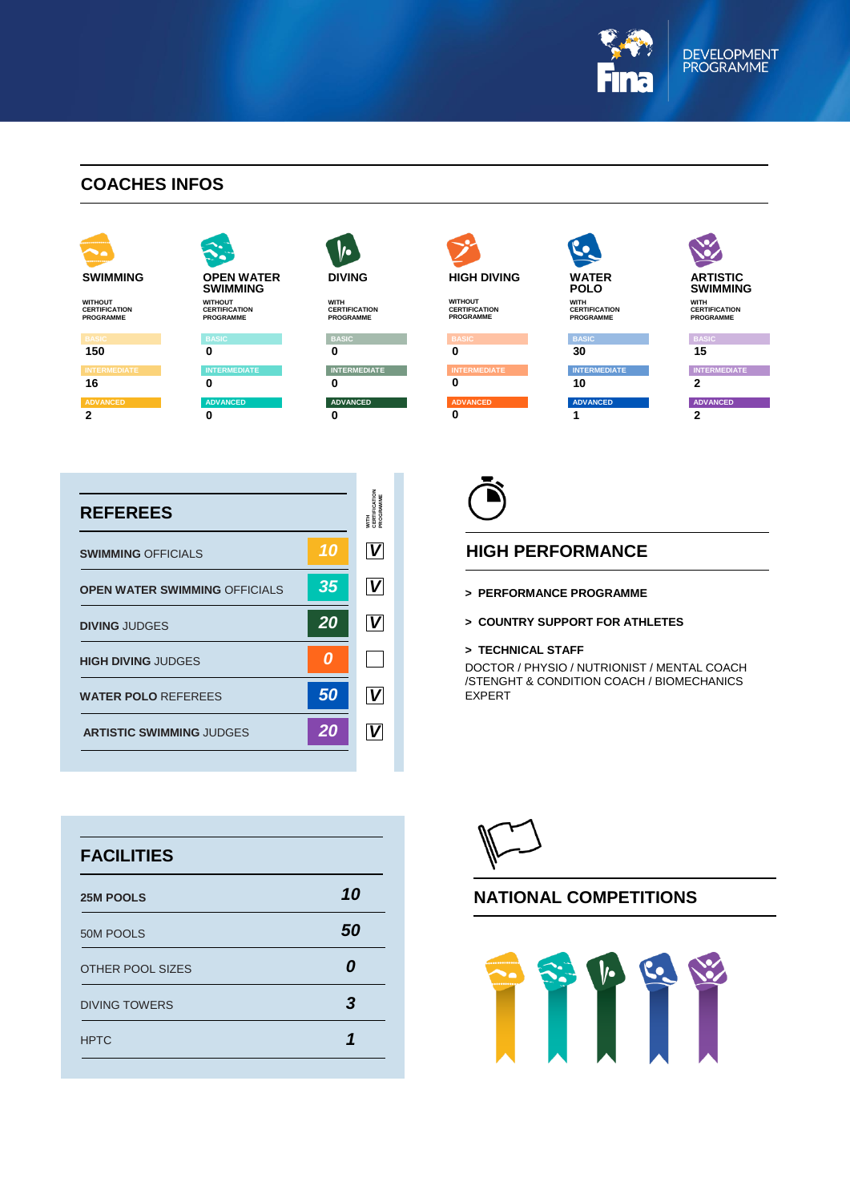FINA DEVELOPMENT PROGRAMME

## COACHES INFOS

| | SWIMMING | OPEN WATER SWIMMING | DIVING | HIGH DIVING | WATER POLO | ARTISTIC SWIMMING |
|---|---|---|---|---|---|---|
| | WITHOUT CERTIFICATION PROGRAMME | WITHOUT CERTIFICATION PROGRAMME | WITH CERTIFICATION PROGRAMME | WITHOUT CERTIFICATION PROGRAMME | WITH CERTIFICATION PROGRAMME | WITH CERTIFICATION PROGRAMME |
| BASIC | 150 | 0 | 0 | 0 | 30 | 15 |
| INTERMEDIATE | 16 | 0 | 0 | 0 | 10 | 2 |
| ADVANCED | 2 | 0 | 0 | 0 | 1 | 2 |

## REFEREES

| | | WITH CERTIFICATION PROGRAMME |
|---|---|---|
| **SWIMMING** OFFICIALS | 10 | V |
| **OPEN WATER SWIMMING** OFFICIALS | 35 | V |
| **DIVING** JUDGES | 20 | V |
| **HIGH DIVING** JUDGES | 0 | |
| **WATER POLO** REFEREES | 50 | V |
| **ARTISTIC SWIMMING** JUDGES | 20 | V |

## HIGH PERFORMANCE

- **> PERFORMANCE PROGRAMME**
- **> COUNTRY SUPPORT FOR ATHLETES**
- **> TECHNICAL STAFF**

DOCTOR / PHYSIO / NUTRIONIST / MENTAL COACH /STENGHT & CONDITION COACH / BIOMECHANICS EXPERT

## FACILITIES

| | |
|---|---|
| **25M POOLS** | 10 |
| 50M POOLS | 50 |
| OTHER POOL SIZES | 0 |
| DIVING TOWERS | 3 |
| HPTC | 1 |

## NATIONAL COMPETITIONS